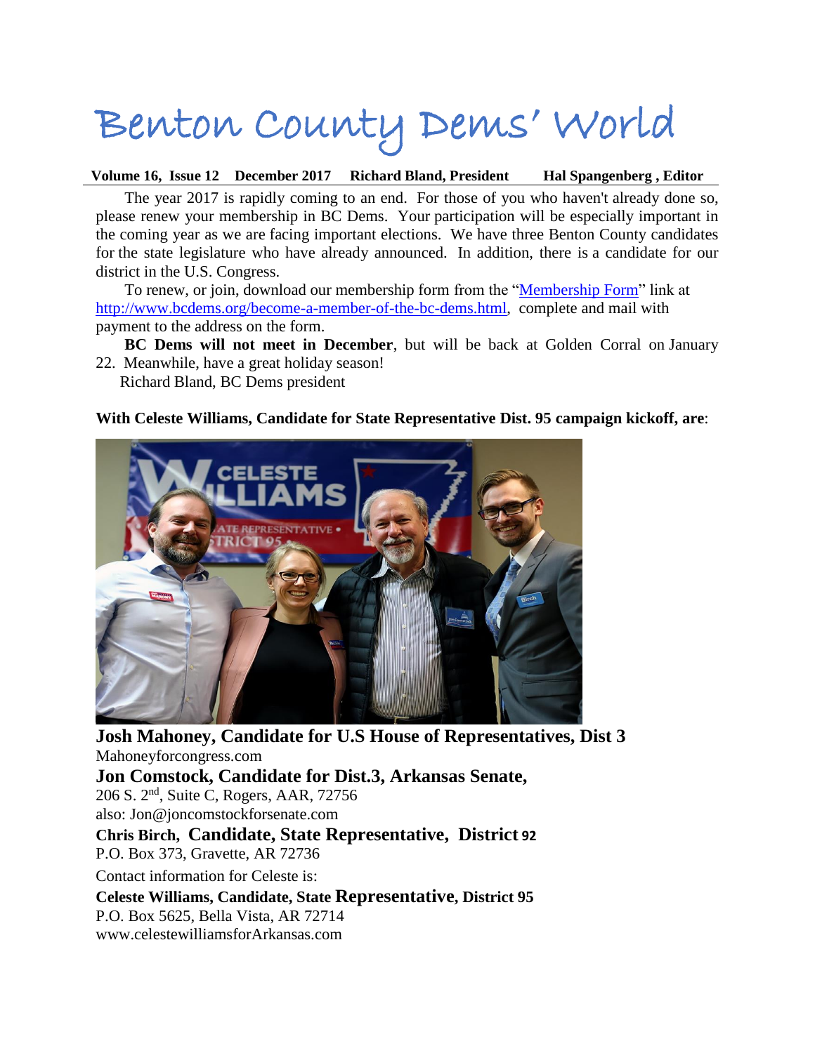# Benton County Dems' World

**Volume 16, Issue 12 December 2017 Richard Bland, President Hal Spangenberg , Editor**

The year 2017 is rapidly coming to an end. For those of you who haven't already done so, please renew your membership in BC Dems. Your participation will be especially important in the coming year as we are facing important elections. We have three Benton County candidates for the state legislature who have already announced. In addition, there is a candidate for our district in the U.S. Congress.

To renew, or join, download our membership form from the "Membership Form" link at http://www.bcdems.org/become-a-member-of-the-bc-dems.html, complete and mail with payment to the address on the form.

**BC Dems will not meet in December**, but will be back at Golden Corral on January 22. Meanwhile, have a great holiday season!

Richard Bland, BC Dems president

**With Celeste Williams, Candidate for State Representative Dist. 95 campaign kickoff, are**:

**Josh Mahoney, Candidate for U.S House of Representatives, Dist 3**
Mahoneyforcongress.com

**Jon Comstock, Candidate for Dist.3, Arkansas Senate,**
206 S. 2nd, Suite C, Rogers, AAR, 72756
also: Jon@joncomstockforsenate.com

**Chris Birch, Candidate, State Representative, District 92**
P.O. Box 373, Gravette, AR 72736

Contact information for Celeste is:

**Celeste Williams, Candidate, State Representative, District 95**
P.O. Box 5625, Bella Vista, AR 72714
www.celestewilliamsforArkansas.com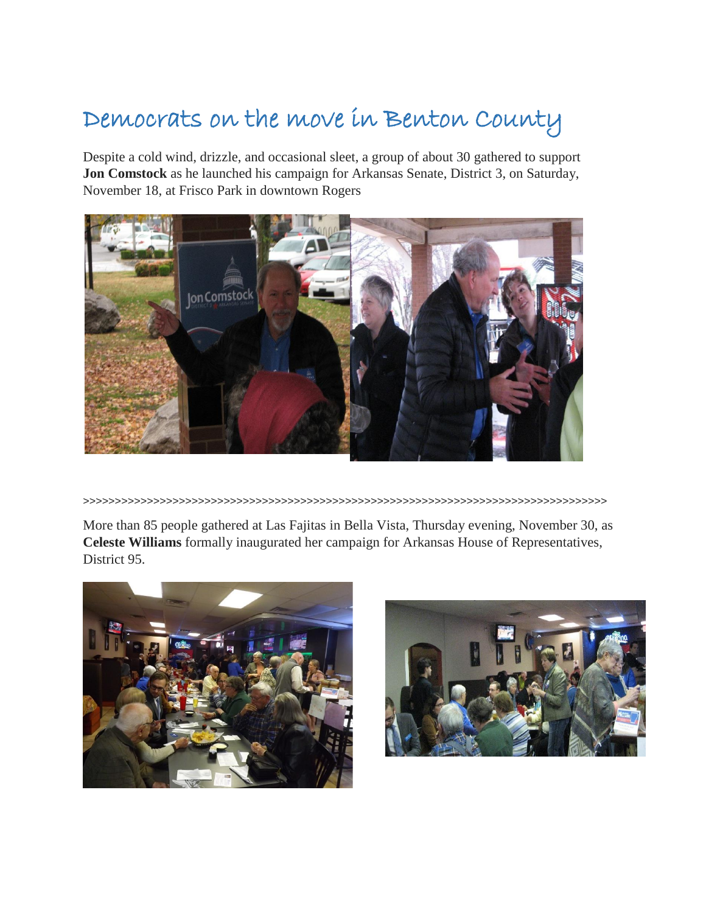# Democrats on the move in Benton County

Despite a cold wind, drizzle, and occasional sleet, a group of about 30 gathered to support **Jon Comstock** as he launched his campaign for Arkansas Senate, District 3, on Saturday, November 18, at Frisco Park in downtown Rogers

>>>>>>>>>>>>>>>>>>>>>>>>>>>>>>>>>>>>>>>>>>>>>>>>>>>>>>>>>>>>>>>>>>>>>>>>>>>>>>>>>>>>>>>>>>

More than 85 people gathered at Las Fajitas in Bella Vista, Thursday evening, November 30, as **Celeste Williams** formally inaugurated her campaign for Arkansas House of Representatives, District 95.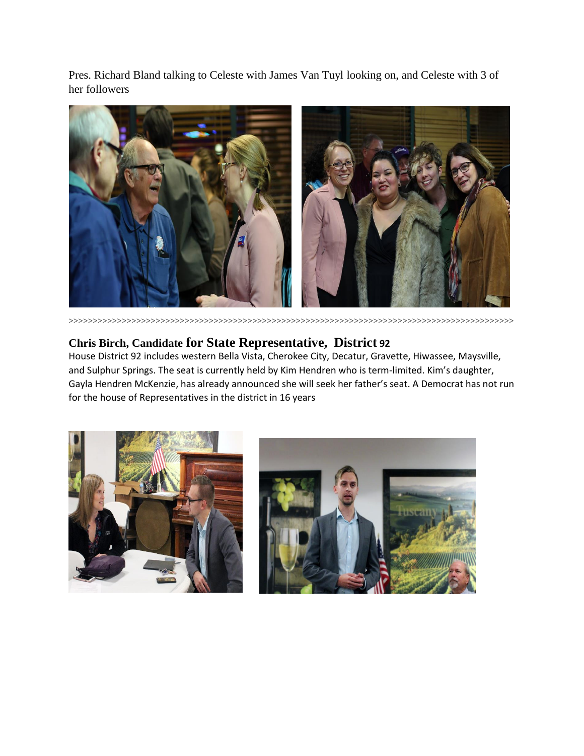Pres. Richard Bland talking to Celeste with James Van Tuyl looking on, and Celeste with 3 of her followers

>>>>>>>>>>>>>>>>>>>>>>>>>>>>>>>>>>>>>>>>>>>>>>>>>>>>>>>>>>>>>>>>>>>>>>>>>>>>>>>>>>>>>>>>>>>>>>

**Chris Birch, Candidate for State Representative, District 92**

House District 92 includes western Bella Vista, Cherokee City, Decatur, Gravette, Hiwassee, Maysville, and Sulphur Springs. The seat is currently held by Kim Hendren who is term-limited. Kim's daughter, Gayla Hendren McKenzie, has already announced she will seek her father's seat. A Democrat has not run for the house of Representatives in the district in 16 years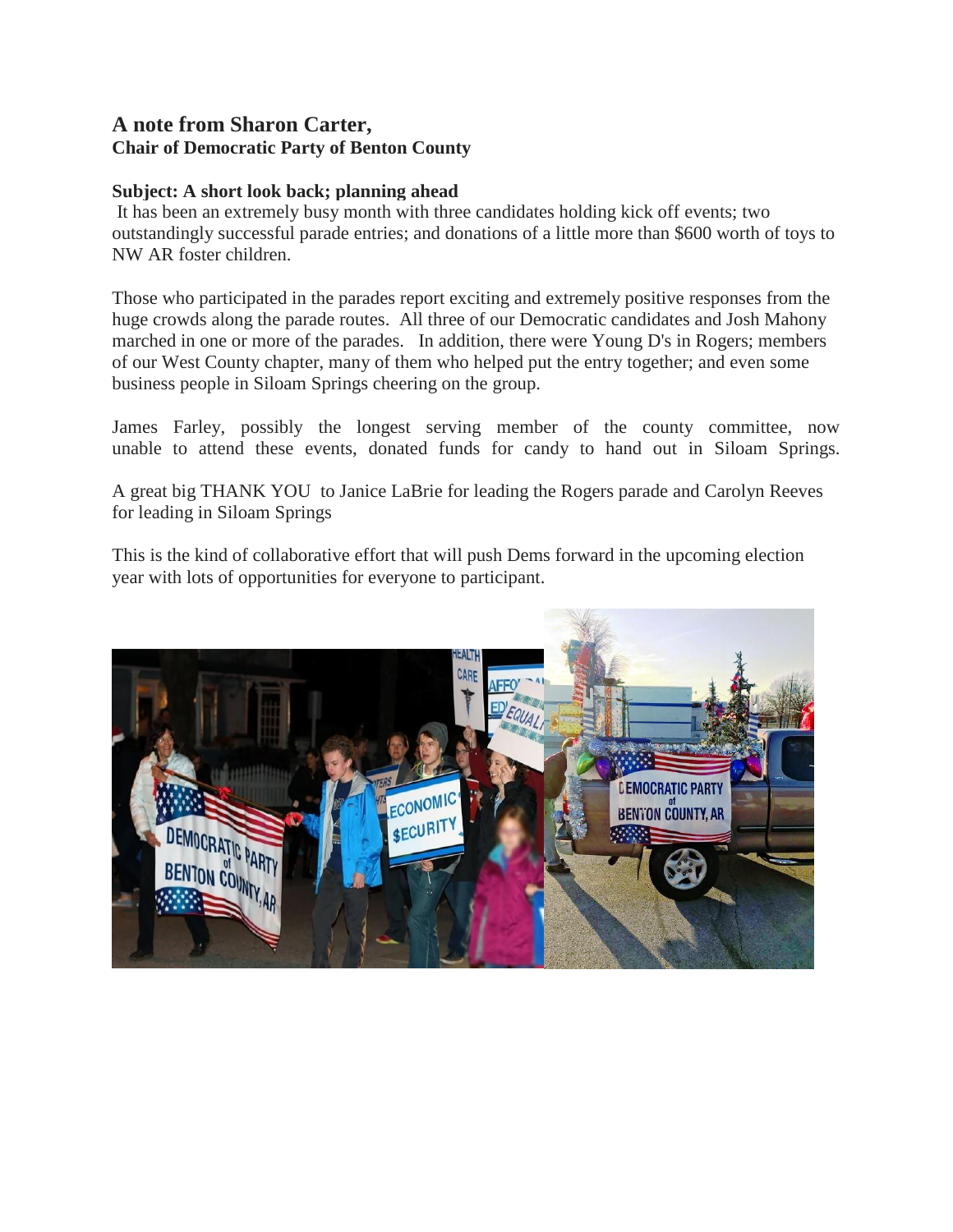## A note from Sharon Carter,
### Chair of Democratic Party of Benton County

**Subject: A short look back; planning ahead**

It has been an extremely busy month with three candidates holding kick off events; two outstandingly successful parade entries; and donations of a little more than $600 worth of toys to NW AR foster children.

Those who participated in the parades report exciting and extremely positive responses from the huge crowds along the parade routes. All three of our Democratic candidates and Josh Mahony marched in one or more of the parades. In addition, there were Young D's in Rogers; members of our West County chapter, many of them who helped put the entry together; and even some business people in Siloam Springs cheering on the group.

James Farley, possibly the longest serving member of the county committee, now unable to attend these events, donated funds for candy to hand out in Siloam Springs.

A great big THANK YOU to Janice LaBrie for leading the Rogers parade and Carolyn Reeves for leading in Siloam Springs

This is the kind of collaborative effort that will push Dems forward in the upcoming election year with lots of opportunities for everyone to participant.